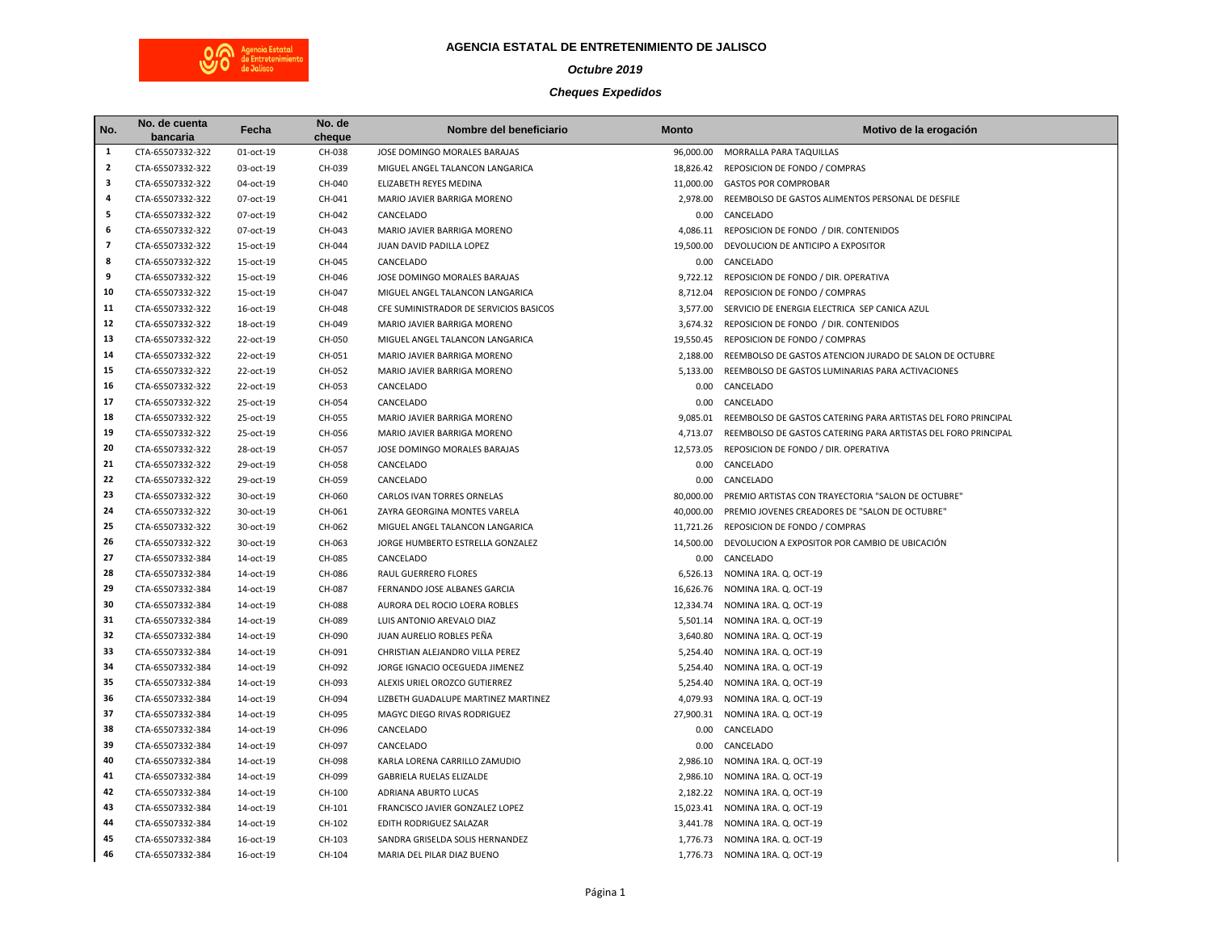# AGENCIA ESTATAL DE ENTRETENIMIENTO DE JALISCO

*Octubre 2019*

*Cheques Expedidos*

| No. | No. de cuenta bancaria | Fecha | No. de cheque | Nombre del beneficiario | Monto | Motivo de la erogación |
|---|---|---|---|---|---|---|
| 1 | CTA-65507332-322 | 01-oct-19 | CH-038 | JOSE DOMINGO MORALES BARAJAS | 96,000.00 | MORRALLA PARA TAQUILLAS |
| 2 | CTA-65507332-322 | 03-oct-19 | CH-039 | MIGUEL ANGEL TALANCON LANGARICA | 18,826.42 | REPOSICION DE FONDO / COMPRAS |
| 3 | CTA-65507332-322 | 04-oct-19 | CH-040 | ELIZABETH REYES MEDINA | 11,000.00 | GASTOS POR COMPROBAR |
| 4 | CTA-65507332-322 | 07-oct-19 | CH-041 | MARIO JAVIER BARRIGA MORENO | 2,978.00 | REEMBOLSO DE GASTOS ALIMENTOS PERSONAL DE DESFILE |
| 5 | CTA-65507332-322 | 07-oct-19 | CH-042 | CANCELADO | 0.00 | CANCELADO |
| 6 | CTA-65507332-322 | 07-oct-19 | CH-043 | MARIO JAVIER BARRIGA MORENO | 4,086.11 | REPOSICION DE FONDO / DIR. CONTENIDOS |
| 7 | CTA-65507332-322 | 15-oct-19 | CH-044 | JUAN DAVID PADILLA LOPEZ | 19,500.00 | DEVOLUCION DE ANTICIPO A EXPOSITOR |
| 8 | CTA-65507332-322 | 15-oct-19 | CH-045 | CANCELADO | 0.00 | CANCELADO |
| 9 | CTA-65507332-322 | 15-oct-19 | CH-046 | JOSE DOMINGO MORALES BARAJAS | 9,722.12 | REPOSICION DE FONDO / DIR. OPERATIVA |
| 10 | CTA-65507332-322 | 15-oct-19 | CH-047 | MIGUEL ANGEL TALANCON LANGARICA | 8,712.04 | REPOSICION DE FONDO / COMPRAS |
| 11 | CTA-65507332-322 | 16-oct-19 | CH-048 | CFE SUMINISTRADOR DE SERVICIOS BASICOS | 3,577.00 | SERVICIO DE ENERGIA ELECTRICA SEP CANICA AZUL |
| 12 | CTA-65507332-322 | 18-oct-19 | CH-049 | MARIO JAVIER BARRIGA MORENO | 3,674.32 | REPOSICION DE FONDO / DIR. CONTENIDOS |
| 13 | CTA-65507332-322 | 22-oct-19 | CH-050 | MIGUEL ANGEL TALANCON LANGARICA | 19,550.45 | REPOSICION DE FONDO / COMPRAS |
| 14 | CTA-65507332-322 | 22-oct-19 | CH-051 | MARIO JAVIER BARRIGA MORENO | 2,188.00 | REEMBOLSO DE GASTOS ATENCION JURADO DE SALON DE OCTUBRE |
| 15 | CTA-65507332-322 | 22-oct-19 | CH-052 | MARIO JAVIER BARRIGA MORENO | 5,133.00 | REEMBOLSO DE GASTOS LUMINARIAS PARA ACTIVACIONES |
| 16 | CTA-65507332-322 | 22-oct-19 | CH-053 | CANCELADO | 0.00 | CANCELADO |
| 17 | CTA-65507332-322 | 25-oct-19 | CH-054 | CANCELADO | 0.00 | CANCELADO |
| 18 | CTA-65507332-322 | 25-oct-19 | CH-055 | MARIO JAVIER BARRIGA MORENO | 9,085.01 | REEMBOLSO DE GASTOS CATERING PARA ARTISTAS DEL FORO PRINCIPAL |
| 19 | CTA-65507332-322 | 25-oct-19 | CH-056 | MARIO JAVIER BARRIGA MORENO | 4,713.07 | REEMBOLSO DE GASTOS CATERING PARA ARTISTAS DEL FORO PRINCIPAL |
| 20 | CTA-65507332-322 | 28-oct-19 | CH-057 | JOSE DOMINGO MORALES BARAJAS | 12,573.05 | REPOSICION DE FONDO / DIR. OPERATIVA |
| 21 | CTA-65507332-322 | 29-oct-19 | CH-058 | CANCELADO | 0.00 | CANCELADO |
| 22 | CTA-65507332-322 | 29-oct-19 | CH-059 | CANCELADO | 0.00 | CANCELADO |
| 23 | CTA-65507332-322 | 30-oct-19 | CH-060 | CARLOS IVAN TORRES ORNELAS | 80,000.00 | PREMIO ARTISTAS CON TRAYECTORIA "SALON DE OCTUBRE" |
| 24 | CTA-65507332-322 | 30-oct-19 | CH-061 | ZAYRA GEORGINA MONTES VARELA | 40,000.00 | PREMIO JOVENES CREADORES DE "SALON DE OCTUBRE" |
| 25 | CTA-65507332-322 | 30-oct-19 | CH-062 | MIGUEL ANGEL TALANCON LANGARICA | 11,721.26 | REPOSICION DE FONDO / COMPRAS |
| 26 | CTA-65507332-322 | 30-oct-19 | CH-063 | JORGE HUMBERTO ESTRELLA GONZALEZ | 14,500.00 | DEVOLUCION A EXPOSITOR POR CAMBIO DE UBICACIÓN |
| 27 | CTA-65507332-384 | 14-oct-19 | CH-085 | CANCELADO | 0.00 | CANCELADO |
| 28 | CTA-65507332-384 | 14-oct-19 | CH-086 | RAUL GUERRERO FLORES | 6,526.13 | NOMINA 1RA. Q. OCT-19 |
| 29 | CTA-65507332-384 | 14-oct-19 | CH-087 | FERNANDO JOSE ALBANES GARCIA | 16,626.76 | NOMINA 1RA. Q. OCT-19 |
| 30 | CTA-65507332-384 | 14-oct-19 | CH-088 | AURORA DEL ROCIO LOERA ROBLES | 12,334.74 | NOMINA 1RA. Q. OCT-19 |
| 31 | CTA-65507332-384 | 14-oct-19 | CH-089 | LUIS ANTONIO AREVALO DIAZ | 5,501.14 | NOMINA 1RA. Q. OCT-19 |
| 32 | CTA-65507332-384 | 14-oct-19 | CH-090 | JUAN AURELIO ROBLES PEÑA | 3,640.80 | NOMINA 1RA. Q. OCT-19 |
| 33 | CTA-65507332-384 | 14-oct-19 | CH-091 | CHRISTIAN ALEJANDRO VILLA PEREZ | 5,254.40 | NOMINA 1RA. Q. OCT-19 |
| 34 | CTA-65507332-384 | 14-oct-19 | CH-092 | JORGE IGNACIO OCEGUEDA JIMENEZ | 5,254.40 | NOMINA 1RA. Q. OCT-19 |
| 35 | CTA-65507332-384 | 14-oct-19 | CH-093 | ALEXIS URIEL OROZCO GUTIERREZ | 5,254.40 | NOMINA 1RA. Q. OCT-19 |
| 36 | CTA-65507332-384 | 14-oct-19 | CH-094 | LIZBETH GUADALUPE MARTINEZ MARTINEZ | 4,079.93 | NOMINA 1RA. Q. OCT-19 |
| 37 | CTA-65507332-384 | 14-oct-19 | CH-095 | MAGYC DIEGO RIVAS RODRIGUEZ | 27,900.31 | NOMINA 1RA. Q. OCT-19 |
| 38 | CTA-65507332-384 | 14-oct-19 | CH-096 | CANCELADO | 0.00 | CANCELADO |
| 39 | CTA-65507332-384 | 14-oct-19 | CH-097 | CANCELADO | 0.00 | CANCELADO |
| 40 | CTA-65507332-384 | 14-oct-19 | CH-098 | KARLA LORENA CARRILLO ZAMUDIO | 2,986.10 | NOMINA 1RA. Q. OCT-19 |
| 41 | CTA-65507332-384 | 14-oct-19 | CH-099 | GABRIELA RUELAS ELIZALDE | 2,986.10 | NOMINA 1RA. Q. OCT-19 |
| 42 | CTA-65507332-384 | 14-oct-19 | CH-100 | ADRIANA ABURTO LUCAS | 2,182.22 | NOMINA 1RA. Q. OCT-19 |
| 43 | CTA-65507332-384 | 14-oct-19 | CH-101 | FRANCISCO JAVIER GONZALEZ LOPEZ | 15,023.41 | NOMINA 1RA. Q. OCT-19 |
| 44 | CTA-65507332-384 | 14-oct-19 | CH-102 | EDITH RODRIGUEZ SALAZAR | 3,441.78 | NOMINA 1RA. Q. OCT-19 |
| 45 | CTA-65507332-384 | 16-oct-19 | CH-103 | SANDRA GRISELDA SOLIS HERNANDEZ | 1,776.73 | NOMINA 1RA. Q. OCT-19 |
| 46 | CTA-65507332-384 | 16-oct-19 | CH-104 | MARIA DEL PILAR DIAZ BUENO | 1,776.73 | NOMINA 1RA. Q. OCT-19 |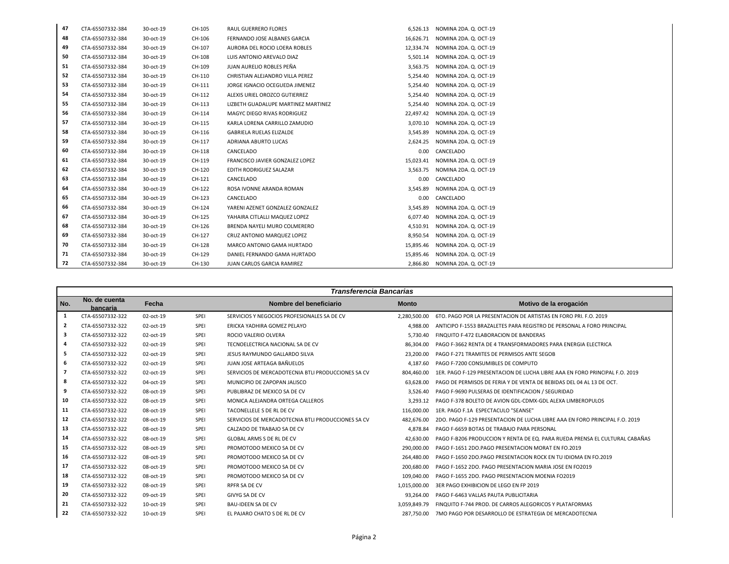| | | | | | | |
|---|---|---|---|---|---|---|
| 47 | CTA-65507332-384 | 30-oct-19 | CH-105 | RAUL GUERRERO FLORES | 6,526.13 | NOMINA 2DA. Q. OCT-19 |
| 48 | CTA-65507332-384 | 30-oct-19 | CH-106 | FERNANDO JOSE ALBANES GARCIA | 16,626.71 | NOMINA 2DA. Q. OCT-19 |
| 49 | CTA-65507332-384 | 30-oct-19 | CH-107 | AURORA DEL ROCIO LOERA ROBLES | 12,334.74 | NOMINA 2DA. Q. OCT-19 |
| 50 | CTA-65507332-384 | 30-oct-19 | CH-108 | LUIS ANTONIO AREVALO DIAZ | 5,501.14 | NOMINA 2DA. Q. OCT-19 |
| 51 | CTA-65507332-384 | 30-oct-19 | CH-109 | JUAN AURELIO ROBLES PEÑA | 3,563.75 | NOMINA 2DA. Q. OCT-19 |
| 52 | CTA-65507332-384 | 30-oct-19 | CH-110 | CHRISTIAN ALEJANDRO VILLA PEREZ | 5,254.40 | NOMINA 2DA. Q. OCT-19 |
| 53 | CTA-65507332-384 | 30-oct-19 | CH-111 | JORGE IGNACIO OCEGUEDA JIMENEZ | 5,254.40 | NOMINA 2DA. Q. OCT-19 |
| 54 | CTA-65507332-384 | 30-oct-19 | CH-112 | ALEXIS URIEL OROZCO GUTIERREZ | 5,254.40 | NOMINA 2DA. Q. OCT-19 |
| 55 | CTA-65507332-384 | 30-oct-19 | CH-113 | LIZBETH GUADALUPE MARTINEZ MARTINEZ | 5,254.40 | NOMINA 2DA. Q. OCT-19 |
| 56 | CTA-65507332-384 | 30-oct-19 | CH-114 | MAGYC DIEGO RIVAS RODRIGUEZ | 22,497.42 | NOMINA 2DA. Q. OCT-19 |
| 57 | CTA-65507332-384 | 30-oct-19 | CH-115 | KARLA LORENA CARRILLO ZAMUDIO | 3,070.10 | NOMINA 2DA. Q. OCT-19 |
| 58 | CTA-65507332-384 | 30-oct-19 | CH-116 | GABRIELA RUELAS ELIZALDE | 3,545.89 | NOMINA 2DA. Q. OCT-19 |
| 59 | CTA-65507332-384 | 30-oct-19 | CH-117 | ADRIANA ABURTO LUCAS | 2,624.25 | NOMINA 2DA. Q. OCT-19 |
| 60 | CTA-65507332-384 | 30-oct-19 | CH-118 | CANCELADO | 0.00 | CANCELADO |
| 61 | CTA-65507332-384 | 30-oct-19 | CH-119 | FRANCISCO JAVIER GONZALEZ LOPEZ | 15,023.41 | NOMINA 2DA. Q. OCT-19 |
| 62 | CTA-65507332-384 | 30-oct-19 | CH-120 | EDITH RODRIGUEZ SALAZAR | 3,563.75 | NOMINA 2DA. Q. OCT-19 |
| 63 | CTA-65507332-384 | 30-oct-19 | CH-121 | CANCELADO | 0.00 | CANCELADO |
| 64 | CTA-65507332-384 | 30-oct-19 | CH-122 | ROSA IVONNE ARANDA ROMAN | 3,545.89 | NOMINA 2DA. Q. OCT-19 |
| 65 | CTA-65507332-384 | 30-oct-19 | CH-123 | CANCELADO | 0.00 | CANCELADO |
| 66 | CTA-65507332-384 | 30-oct-19 | CH-124 | YARENI AZENET GONZALEZ GONZALEZ | 3,545.89 | NOMINA 2DA. Q. OCT-19 |
| 67 | CTA-65507332-384 | 30-oct-19 | CH-125 | YAHAIRA CITLALLI MAQUEZ LOPEZ | 6,077.40 | NOMINA 2DA. Q. OCT-19 |
| 68 | CTA-65507332-384 | 30-oct-19 | CH-126 | BRENDA NAYELI MURO COLMERERO | 4,510.91 | NOMINA 2DA. Q. OCT-19 |
| 69 | CTA-65507332-384 | 30-oct-19 | CH-127 | CRUZ ANTONIO MARQUEZ LOPEZ | 8,950.54 | NOMINA 2DA. Q. OCT-19 |
| 70 | CTA-65507332-384 | 30-oct-19 | CH-128 | MARCO ANTONIO GAMA HURTADO | 15,895.46 | NOMINA 2DA. Q. OCT-19 |
| 71 | CTA-65507332-384 | 30-oct-19 | CH-129 | DANIEL FERNANDO GAMA HURTADO | 15,895.46 | NOMINA 2DA. Q. OCT-19 |
| 72 | CTA-65507332-384 | 30-oct-19 | CH-130 | JUAN CARLOS GARCIA RAMIREZ | 2,866.80 | NOMINA 2DA. Q. OCT-19 |

***Transferencia Bancarias***

| No. | No. de cuenta bancaria | Fecha | | Nombre del beneficiario | Monto | Motivo de la erogación |
|---|---|---|---|---|---|---|
| 1 | CTA-65507332-322 | 02-oct-19 | SPEI | SERVICIOS Y NEGOCIOS PROFESIONALES SA DE CV | 2,280,500.00 | 6TO. PAGO POR LA PRESENTACION DE ARTISTAS EN FORO PRI. F.O. 2019 |
| 2 | CTA-65507332-322 | 02-oct-19 | SPEI | ERICKA YADHIRA GOMEZ PELAYO | 4,988.00 | ANTICIPO F-1553 BRAZALETES PARA REGISTRO DE PERSONAL A FORO PRINCIPAL |
| 3 | CTA-65507332-322 | 02-oct-19 | SPEI | ROCIO VALERIO OLVERA | 5,730.40 | FINQUITO F-472 ELABORACION DE BANDERAS |
| 4 | CTA-65507332-322 | 02-oct-19 | SPEI | TECNOELECTRICA NACIONAL SA DE CV | 86,304.00 | PAGO F-3662 RENTA DE 4 TRANSFORMADORES PARA ENERGIA ELECTRICA |
| 5 | CTA-65507332-322 | 02-oct-19 | SPEI | JESUS RAYMUNDO GALLARDO SILVA | 23,200.00 | PAGO F-271 TRAMITES DE PERMISOS ANTE SEGOB |
| 6 | CTA-65507332-322 | 02-oct-19 | SPEI | JUAN JOSE ARTEAGA BAÑUELOS | 4,187.60 | PAGO F-7200 CONSUMIBLES DE COMPUTO |
| 7 | CTA-65507332-322 | 02-oct-19 | SPEI | SERVICIOS DE MERCADOTECNIA BTLI PRODUCCIONES SA CV | 804,460.00 | 1ER. PAGO F-129 PRESENTACION DE LUCHA LIBRE AAA EN FORO PRINCIPAL F.O. 2019 |
| 8 | CTA-65507332-322 | 04-oct-19 | SPEI | MUNICIPIO DE ZAPOPAN JALISCO | 63,628.00 | PAGO DE PERMISOS DE FERIA Y DE VENTA DE BEBIDAS DEL 04 AL 13 DE OCT. |
| 9 | CTA-65507332-322 | 08-oct-19 | SPEI | PUBLIBRAZ DE MEXICO SA DE CV | 3,526.40 | PAGO F-9690 PULSERAS DE IDENTIFICACION / SEGURIDAD |
| 10 | CTA-65507332-322 | 08-oct-19 | SPEI | MONICA ALEJANDRA ORTEGA CALLEROS | 3,293.12 | PAGO F-378 BOLETO DE AVION GDL-CDMX-GDL ALEXA LIMBEROPULOS |
| 11 | CTA-65507332-322 | 08-oct-19 | SPEI | TACONELLELE S DE RL DE CV | 116,000.00 | 1ER. PAGO F.1A ESPECTACULO "SEANSE" |
| 12 | CTA-65507332-322 | 08-oct-19 | SPEI | SERVICIOS DE MERCADOTECNIA BTLI PRODUCCIONES SA CV | 482,676.00 | 2DO. PAGO F-129 PRESENTACION DE LUCHA LIBRE AAA EN FORO PRINCIPAL F.O. 2019 |
| 13 | CTA-65507332-322 | 08-oct-19 | SPEI | CALZADO DE TRABAJO SA DE CV | 4,878.84 | PAGO F-6659 BOTAS DE TRABAJO PARA PERSONAL |
| 14 | CTA-65507332-322 | 08-oct-19 | SPEI | GLOBAL ARMS S DE RL DE CV | 42,630.00 | PAGO F-B206 PRODUCCION Y RENTA DE EQ. PARA RUEDA PRENSA EL CULTURAL CABAÑAS |
| 15 | CTA-65507332-322 | 08-oct-19 | SPEI | PROMOTODO MEXICO SA DE CV | 290,000.00 | PAGO F-1651 2DO.PAGO PRESENTACION MORAT EN FO.2019 |
| 16 | CTA-65507332-322 | 08-oct-19 | SPEI | PROMOTODO MEXICO SA DE CV | 264,480.00 | PAGO F-1650 2DO.PAGO PRESENTACION ROCK EN TU IDIOMA EN FO.2019 |
| 17 | CTA-65507332-322 | 08-oct-19 | SPEI | PROMOTODO MEXICO SA DE CV | 200,680.00 | PAGO F-1652 2DO. PAGO PRESENTACION MARIA JOSE EN FO2019 |
| 18 | CTA-65507332-322 | 08-oct-19 | SPEI | PROMOTODO MEXICO SA DE CV | 109,040.00 | PAGO F-1655 2DO. PAGO PRESENTACION MOENIA FO2019 |
| 19 | CTA-65507332-322 | 08-oct-19 | SPEI | RPFR SA DE CV | 1,015,000.00 | 3ER PAGO EXHIBICION DE LEGO EN FP 2019 |
| 20 | CTA-65507332-322 | 09-oct-19 | SPEI | GIVYG SA DE CV | 93,264.00 | PAGO F-6463 VALLAS PAUTA PUBLICITARIA |
| 21 | CTA-65507332-322 | 10-oct-19 | SPEI | BAU-IDEEN SA DE CV | 3,059,849.79 | FINQUITO F-744 PROD. DE CARROS ALEGORICOS Y PLATAFORMAS |
| 22 | CTA-65507332-322 | 10-oct-19 | SPEI | EL PAJARO CHATO S DE RL DE CV | 287,750.00 | 7MO PAGO POR DESARROLLO DE ESTRATEGIA DE MERCADOTECNIA |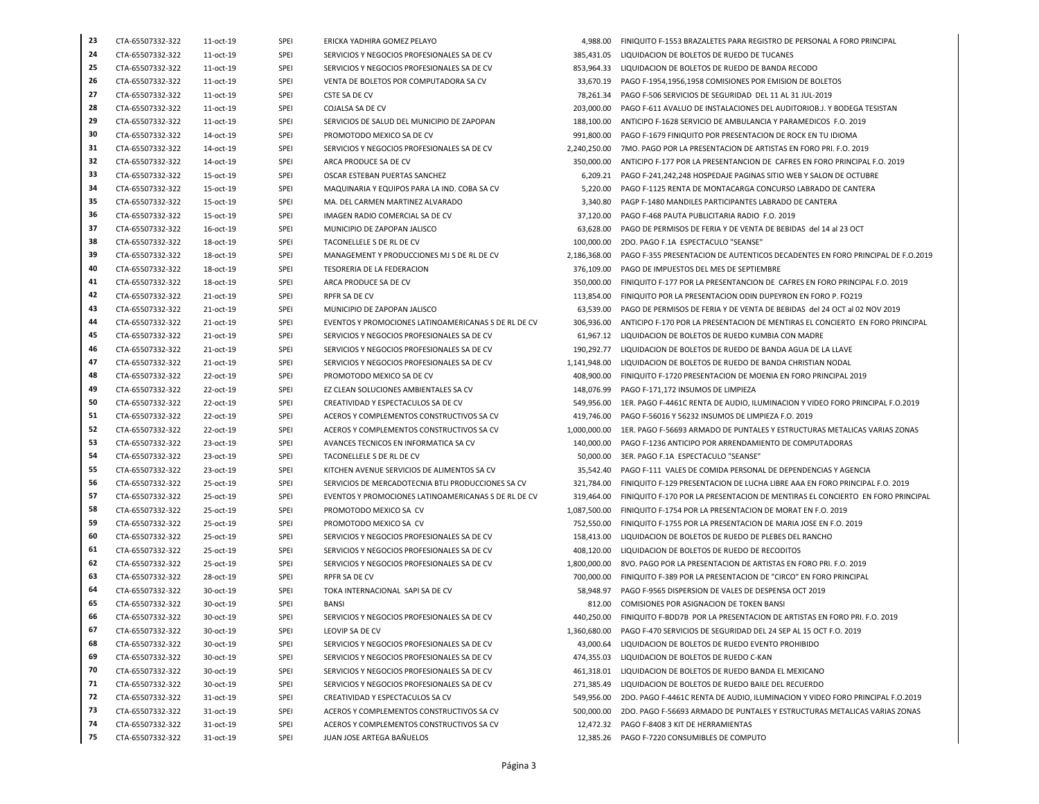| | | | | | | |
|---|---|---|---|---|---|---|
| 23 | CTA-65507332-322 | 11-oct-19 | SPEI | ERICKA YADHIRA GOMEZ PELAYO | 4,988.00 | FINIQUITO F-1553 BRAZALETES PARA REGISTRO DE PERSONAL A FORO PRINCIPAL |
| 24 | CTA-65507332-322 | 11-oct-19 | SPEI | SERVICIOS Y NEGOCIOS PROFESIONALES SA DE CV | 385,431.05 | LIQUIDACION DE BOLETOS DE RUEDO DE TUCANES |
| 25 | CTA-65507332-322 | 11-oct-19 | SPEI | SERVICIOS Y NEGOCIOS PROFESIONALES SA DE CV | 853,964.33 | LIQUIDACION DE BOLETOS DE RUEDO DE BANDA RECODO |
| 26 | CTA-65507332-322 | 11-oct-19 | SPEI | VENTA DE BOLETOS POR COMPUTADORA SA CV | 33,670.19 | PAGO F-1954,1956,1958 COMISIONES POR EMISION DE BOLETOS |
| 27 | CTA-65507332-322 | 11-oct-19 | SPEI | CSTE SA DE CV | 78,261.34 | PAGO F-506 SERVICIOS DE SEGURIDAD DEL 11 AL 31 JUL-2019 |
| 28 | CTA-65507332-322 | 11-oct-19 | SPEI | COJALSA SA DE CV | 203,000.00 | PAGO F-611 AVALUO DE INSTALACIONES DEL AUDITORIOB.J. Y BODEGA TESISTAN |
| 29 | CTA-65507332-322 | 11-oct-19 | SPEI | SERVICIOS DE SALUD DEL MUNICIPIO DE ZAPOPAN | 188,100.00 | ANTICIPO F-1628 SERVICIO DE AMBULANCIA Y PARAMEDICOS F.O. 2019 |
| 30 | CTA-65507332-322 | 14-oct-19 | SPEI | PROMOTODO MEXICO SA DE CV | 991,800.00 | PAGO F-1679 FINIQUITO POR PRESENTACION DE ROCK EN TU IDIOMA |
| 31 | CTA-65507332-322 | 14-oct-19 | SPEI | SERVICIOS Y NEGOCIOS PROFESIONALES SA DE CV | 2,240,250.00 | 7MO. PAGO POR LA PRESENTACION DE ARTISTAS EN FORO PRI. F.O. 2019 |
| 32 | CTA-65507332-322 | 14-oct-19 | SPEI | ARCA PRODUCE SA DE CV | 350,000.00 | ANTICIPO F-177 POR LA PRESENTANCION DE CAFRES EN FORO PRINCIPAL F.O. 2019 |
| 33 | CTA-65507332-322 | 15-oct-19 | SPEI | OSCAR ESTEBAN PUERTAS SANCHEZ | 6,209.21 | PAGO F-241,242,248 HOSPEDAJE PAGINAS SITIO WEB Y SALON DE OCTUBRE |
| 34 | CTA-65507332-322 | 15-oct-19 | SPEI | MAQUINARIA Y EQUIPOS PARA LA IND. COBA SA CV | 5,220.00 | PAGO F-1125 RENTA DE MONTACARGA CONCURSO LABRADO DE CANTERA |
| 35 | CTA-65507332-322 | 15-oct-19 | SPEI | MA. DEL CARMEN MARTINEZ ALVARADO | 3,340.80 | PAGP F-1480 MANDILES PARTICIPANTES LABRADO DE CANTERA |
| 36 | CTA-65507332-322 | 15-oct-19 | SPEI | IMAGEN RADIO COMERCIAL SA DE CV | 37,120.00 | PAGO F-468 PAUTA PUBLICITARIA RADIO F.O. 2019 |
| 37 | CTA-65507332-322 | 16-oct-19 | SPEI | MUNICIPIO DE ZAPOPAN JALISCO | 63,628.00 | PAGO DE PERMISOS DE FERIA Y DE VENTA DE BEBIDAS del 14 al 23 OCT |
| 38 | CTA-65507332-322 | 18-oct-19 | SPEI | TACONELLELE S DE RL DE CV | 100,000.00 | 2DO. PAGO F.1A ESPECTACULO "SEANSE" |
| 39 | CTA-65507332-322 | 18-oct-19 | SPEI | MANAGEMENT Y PRODUCCIONES MJ S DE RL DE CV | 2,186,368.00 | PAGO F-355 PRESENTACION DE AUTENTICOS DECADENTES EN FORO PRINCIPAL DE F.O.2019 |
| 40 | CTA-65507332-322 | 18-oct-19 | SPEI | TESORERIA DE LA FEDERACION | 376,109.00 | PAGO DE IMPUESTOS DEL MES DE SEPTIEMBRE |
| 41 | CTA-65507332-322 | 18-oct-19 | SPEI | ARCA PRODUCE SA DE CV | 350,000.00 | FINIQUITO F-177 POR LA PRESENTANCION DE CAFRES EN FORO PRINCIPAL F.O. 2019 |
| 42 | CTA-65507332-322 | 21-oct-19 | SPEI | RPFR SA DE CV | 113,854.00 | FINIQUITO POR LA PRESENTACION ODIN DUPEYRON EN FORO P. FO219 |
| 43 | CTA-65507332-322 | 21-oct-19 | SPEI | MUNICIPIO DE ZAPOPAN JALISCO | 63,539.00 | PAGO DE PERMISOS DE FERIA Y DE VENTA DE BEBIDAS del 24 OCT al 02 NOV 2019 |
| 44 | CTA-65507332-322 | 21-oct-19 | SPEI | EVENTOS Y PROMOCIONES LATINOAMERICANAS S DE RL DE CV | 306,936.00 | ANTICIPO F-170 POR LA PRESENTACION DE MENTIRAS EL CONCIERTO EN FORO PRINCIPAL |
| 45 | CTA-65507332-322 | 21-oct-19 | SPEI | SERVICIOS Y NEGOCIOS PROFESIONALES SA DE CV | 61,967.12 | LIQUIDACION DE BOLETOS DE RUEDO KUMBIA CON MADRE |
| 46 | CTA-65507332-322 | 21-oct-19 | SPEI | SERVICIOS Y NEGOCIOS PROFESIONALES SA DE CV | 190,292.77 | LIQUIDACION DE BOLETOS DE RUEDO DE BANDA AGUA DE LA LLAVE |
| 47 | CTA-65507332-322 | 21-oct-19 | SPEI | SERVICIOS Y NEGOCIOS PROFESIONALES SA DE CV | 1,141,948.00 | LIQUIDACION DE BOLETOS DE RUEDO DE BANDA CHRISTIAN NODAL |
| 48 | CTA-65507332-322 | 22-oct-19 | SPEI | PROMOTODO MEXICO SA DE CV | 408,900.00 | FINIQUITO F-1720 PRESENTACION DE MOENIA EN FORO PRINCIPAL 2019 |
| 49 | CTA-65507332-322 | 22-oct-19 | SPEI | EZ CLEAN SOLUCIONES AMBIENTALES SA CV | 148,076.99 | PAGO F-171,172 INSUMOS DE LIMPIEZA |
| 50 | CTA-65507332-322 | 22-oct-19 | SPEI | CREATIVIDAD Y ESPECTACULOS SA DE CV | 549,956.00 | 1ER. PAGO F-4461C RENTA DE AUDIO, ILUMINACION Y VIDEO FORO PRINCIPAL F.O.2019 |
| 51 | CTA-65507332-322 | 22-oct-19 | SPEI | ACEROS Y COMPLEMENTOS CONSTRUCTIVOS SA CV | 419,746.00 | PAGO F-56016 Y 56232 INSUMOS DE LIMPIEZA F.O. 2019 |
| 52 | CTA-65507332-322 | 22-oct-19 | SPEI | ACEROS Y COMPLEMENTOS CONSTRUCTIVOS SA CV | 1,000,000.00 | 1ER. PAGO F-56693 ARMADO DE PUNTALES Y ESTRUCTURAS METALICAS VARIAS ZONAS |
| 53 | CTA-65507332-322 | 23-oct-19 | SPEI | AVANCES TECNICOS EN INFORMATICA SA CV | 140,000.00 | PAGO F-1236 ANTICIPO POR ARRENDAMIENTO DE COMPUTADORAS |
| 54 | CTA-65507332-322 | 23-oct-19 | SPEI | TACONELLELE S DE RL DE CV | 50,000.00 | 3ER. PAGO F.1A ESPECTACULO "SEANSE" |
| 55 | CTA-65507332-322 | 23-oct-19 | SPEI | KITCHEN AVENUE SERVICIOS DE ALIMENTOS SA CV | 35,542.40 | PAGO F-111 VALES DE COMIDA PERSONAL DE DEPENDENCIAS Y AGENCIA |
| 56 | CTA-65507332-322 | 25-oct-19 | SPEI | SERVICIOS DE MERCADOTECNIA BTLI PRODUCCIONES SA CV | 321,784.00 | FINIQUITO F-129 PRESENTACION DE LUCHA LIBRE AAA EN FORO PRINCIPAL F.O. 2019 |
| 57 | CTA-65507332-322 | 25-oct-19 | SPEI | EVENTOS Y PROMOCIONES LATINOAMERICANAS S DE RL DE CV | 319,464.00 | FINIQUITO F-170 POR LA PRESENTACION DE MENTIRAS EL CONCIERTO EN FORO PRINCIPAL |
| 58 | CTA-65507332-322 | 25-oct-19 | SPEI | PROMOTODO MEXICO SA CV | 1,087,500.00 | FINIQUITO F-1754 POR LA PRESENTACION DE MORAT EN F.O. 2019 |
| 59 | CTA-65507332-322 | 25-oct-19 | SPEI | PROMOTODO MEXICO SA CV | 752,550.00 | FINIQUITO F-1755 POR LA PRESENTACION DE MARIA JOSE EN F.O. 2019 |
| 60 | CTA-65507332-322 | 25-oct-19 | SPEI | SERVICIOS Y NEGOCIOS PROFESIONALES SA DE CV | 158,413.00 | LIQUIDACION DE BOLETOS DE RUEDO DE PLEBES DEL RANCHO |
| 61 | CTA-65507332-322 | 25-oct-19 | SPEI | SERVICIOS Y NEGOCIOS PROFESIONALES SA DE CV | 408,120.00 | LIQUIDACION DE BOLETOS DE RUEDO DE RECODITOS |
| 62 | CTA-65507332-322 | 25-oct-19 | SPEI | SERVICIOS Y NEGOCIOS PROFESIONALES SA DE CV | 1,800,000.00 | 8VO. PAGO POR LA PRESENTACION DE ARTISTAS EN FORO PRI. F.O. 2019 |
| 63 | CTA-65507332-322 | 28-oct-19 | SPEI | RPFR SA DE CV | 700,000.00 | FINIQUITO F-389 POR LA PRESENTACION DE "CIRCO" EN FORO PRINCIPAL |
| 64 | CTA-65507332-322 | 30-oct-19 | SPEI | TOKA INTERNACIONAL SAPI SA DE CV | 58,948.97 | PAGO F-9565 DISPERSION DE VALES DE DESPENSA OCT 2019 |
| 65 | CTA-65507332-322 | 30-oct-19 | SPEI | BANSI | 812.00 | COMISIONES POR ASIGNACION DE TOKEN BANSI |
| 66 | CTA-65507332-322 | 30-oct-19 | SPEI | SERVICIOS Y NEGOCIOS PROFESIONALES SA DE CV | 440,250.00 | FINIQUITO F-BDD7B POR LA PRESENTACION DE ARTISTAS EN FORO PRI. F.O. 2019 |
| 67 | CTA-65507332-322 | 30-oct-19 | SPEI | LEOVIP SA DE CV | 1,360,680.00 | PAGO F-470 SERVICIOS DE SEGURIDAD DEL 24 SEP AL 15 OCT F.O. 2019 |
| 68 | CTA-65507332-322 | 30-oct-19 | SPEI | SERVICIOS Y NEGOCIOS PROFESIONALES SA DE CV | 43,000.64 | LIQUIDACION DE BOLETOS DE RUEDO EVENTO PROHIBIDO |
| 69 | CTA-65507332-322 | 30-oct-19 | SPEI | SERVICIOS Y NEGOCIOS PROFESIONALES SA DE CV | 474,355.03 | LIQUIDACION DE BOLETOS DE RUEDO C-KAN |
| 70 | CTA-65507332-322 | 30-oct-19 | SPEI | SERVICIOS Y NEGOCIOS PROFESIONALES SA DE CV | 461,318.01 | LIQUIDACION DE BOLETOS DE RUEDO BANDA EL MEXICANO |
| 71 | CTA-65507332-322 | 30-oct-19 | SPEI | SERVICIOS Y NEGOCIOS PROFESIONALES SA DE CV | 271,385.49 | LIQUIDACION DE BOLETOS DE RUEDO BAILE DEL RECUERDO |
| 72 | CTA-65507332-322 | 31-oct-19 | SPEI | CREATIVIDAD Y ESPECTACULOS SA CV | 549,956.00 | 2DO. PAGO F-4461C RENTA DE AUDIO, ILUMINACION Y VIDEO FORO PRINCIPAL F.O.2019 |
| 73 | CTA-65507332-322 | 31-oct-19 | SPEI | ACEROS Y COMPLEMENTOS CONSTRUCTIVOS SA CV | 500,000.00 | 2DO. PAGO F-56693 ARMADO DE PUNTALES Y ESTRUCTURAS METALICAS VARIAS ZONAS |
| 74 | CTA-65507332-322 | 31-oct-19 | SPEI | ACEROS Y COMPLEMENTOS CONSTRUCTIVOS SA CV | 12,472.32 | PAGO F-8408 3 KIT DE HERRAMIENTAS |
| 75 | CTA-65507332-322 | 31-oct-19 | SPEI | JUAN JOSE ARTEGA BAÑUELOS | 12,385.26 | PAGO F-7220 CONSUMIBLES DE COMPUTO |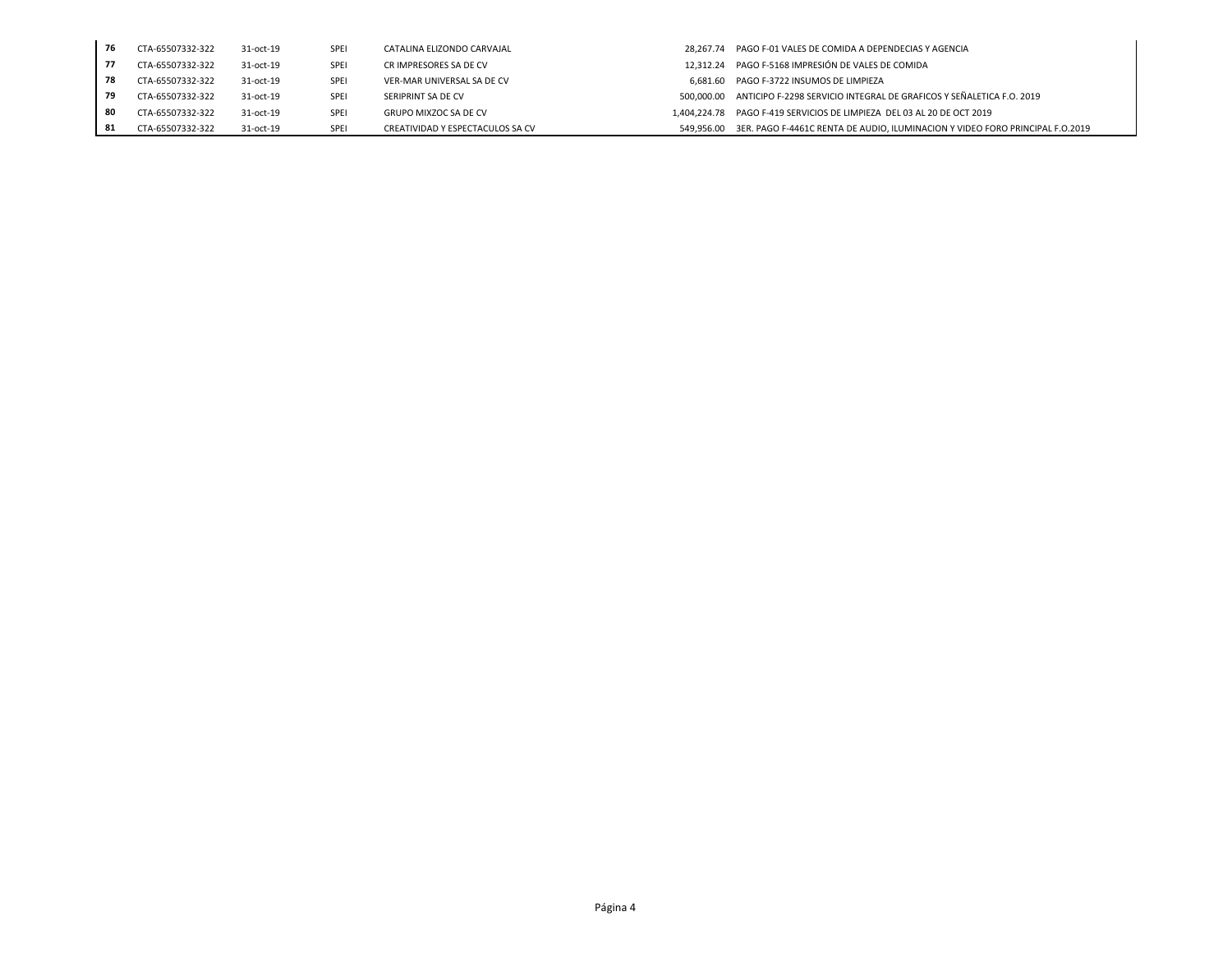| | | | | | | |
|---|---|---|---|---|---|---|
| **76** | CTA-65507332-322 | 31-oct-19 | SPEI | CATALINA ELIZONDO CARVAJAL | 28,267.74 | PAGO F-01 VALES DE COMIDA A DEPENDECIAS Y AGENCIA |
| **77** | CTA-65507332-322 | 31-oct-19 | SPEI | CR IMPRESORES SA DE CV | 12,312.24 | PAGO F-5168 IMPRESIÓN DE VALES DE COMIDA |
| **78** | CTA-65507332-322 | 31-oct-19 | SPEI | VER-MAR UNIVERSAL SA DE CV | 6,681.60 | PAGO F-3722 INSUMOS DE LIMPIEZA |
| **79** | CTA-65507332-322 | 31-oct-19 | SPEI | SERIPRINT SA DE CV | 500,000.00 | ANTICIPO F-2298 SERVICIO INTEGRAL DE GRAFICOS Y SEÑALETICA F.O. 2019 |
| **80** | CTA-65507332-322 | 31-oct-19 | SPEI | GRUPO MIXZOC SA DE CV | 1,404,224.78 | PAGO F-419 SERVICIOS DE LIMPIEZA DEL 03 AL 20 DE OCT 2019 |
| **81** | CTA-65507332-322 | 31-oct-19 | SPEI | CREATIVIDAD Y ESPECTACULOS SA CV | 549,956.00 | 3ER. PAGO F-4461C RENTA DE AUDIO, ILUMINACION Y VIDEO FORO PRINCIPAL F.O.2019 |